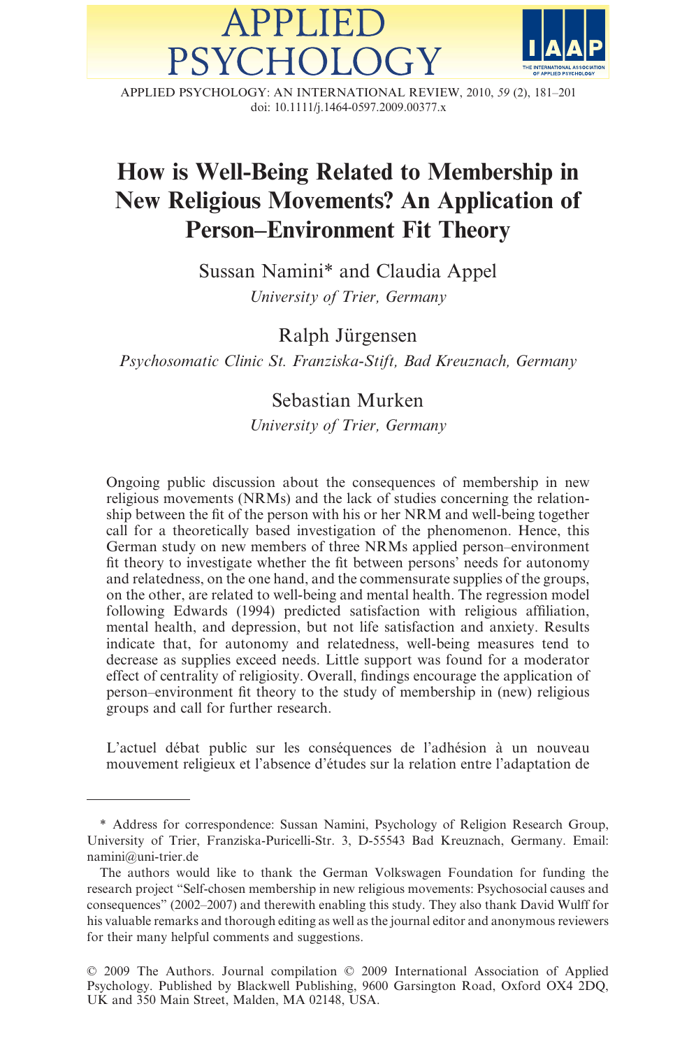# How is Well-Being Related to Membership in New Religious Movements? An Application of Person–Environment Fit Theory

Sussan Namini* and Claudia Appel

*University of Trier, Germany*

Ralph Jürgensen

*Psychosomatic Clinic St. Franziska-Stift, Bad Kreuznach, Germany*

Sebastian Murken

*University of Trier, Germany*

Ongoing public discussion about the consequences of membership in new religious movements (NRMs) and the lack of studies concerning the relationship between the fit of the person with his or her NRM and well-being together call for a theoretically based investigation of the phenomenon. Hence, this German study on new members of three NRMs applied person–environment fit theory to investigate whether the fit between persons' needs for autonomy and relatedness, on the one hand, and the commensurate supplies of the groups, on the other, are related to well-being and mental health. The regression model following Edwards (1994) predicted satisfaction with religious affiliation, mental health, and depression, but not life satisfaction and anxiety. Results indicate that, for autonomy and relatedness, well-being measures tend to decrease as supplies exceed needs. Little support was found for a moderator effect of centrality of religiosity. Overall, findings encourage the application of person–environment fit theory to the study of membership in (new) religious groups and call for further research.

L'actuel débat public sur les conséquences de l'adhésion à un nouveau mouvement religieux et l'absence d'études sur la relation entre l'adaptation de

---

\* Address for correspondence: Sussan Namini, Psychology of Religion Research Group, University of Trier, Franziska-Puricelli-Str. 3, D-55543 Bad Kreuznach, Germany. Email: namini@uni-trier.de

The authors would like to thank the German Volkswagen Foundation for funding the research project "Self-chosen membership in new religious movements: Psychosocial causes and consequences" (2002–2007) and therewith enabling this study. They also thank David Wulff for his valuable remarks and thorough editing as well as the journal editor and anonymous reviewers for their many helpful comments and suggestions.

© 2009 The Authors. Journal compilation © 2009 International Association of Applied Psychology. Published by Blackwell Publishing, 9600 Garsington Road, Oxford OX4 2DQ, UK and 350 Main Street, Malden, MA 02148, USA.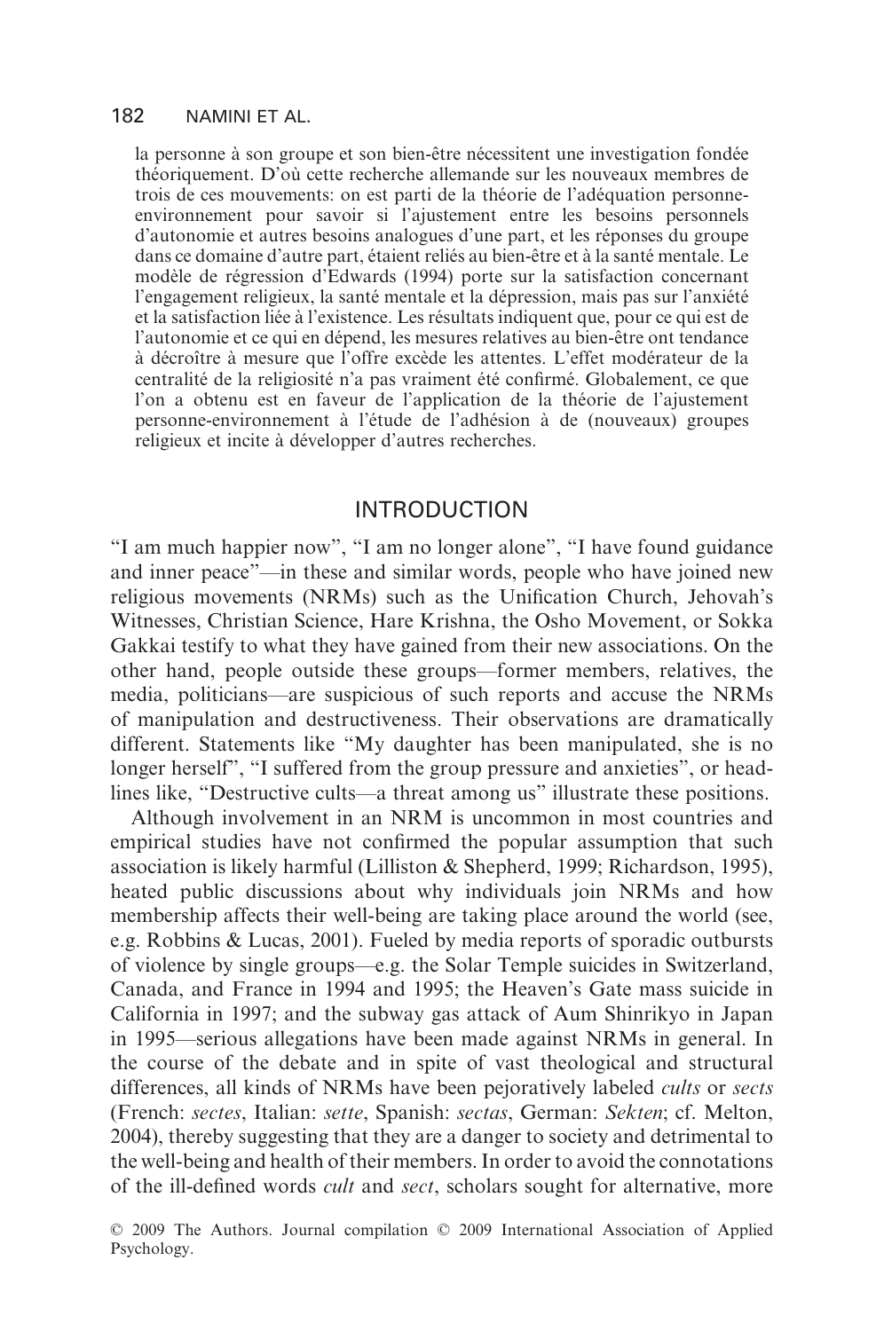la personne à son groupe et son bien-être nécessitent une investigation fondée théoriquement. D'où cette recherche allemande sur les nouveaux membres de trois de ces mouvements: on est parti de la théorie de l'adéquation personne-environnement pour savoir si l'ajustement entre les besoins personnels d'autonomie et autres besoins analogues d'une part, et les réponses du groupe dans ce domaine d'autre part, étaient reliés au bien-être et à la santé mentale. Le modèle de régression d'Edwards (1994) porte sur la satisfaction concernant l'engagement religieux, la santé mentale et la dépression, mais pas sur l'anxiété et la satisfaction liée à l'existence. Les résultats indiquent que, pour ce qui est de l'autonomie et ce qui en dépend, les mesures relatives au bien-être ont tendance à décroître à mesure que l'offre excède les attentes. L'effet modérateur de la centralité de la religiosité n'a pas vraiment été confirmé. Globalement, ce que l'on a obtenu est en faveur de l'application de la théorie de l'ajustement personne-environnement à l'étude de l'adhésion à de (nouveaux) groupes religieux et incite à développer d'autres recherches.

## INTRODUCTION

"I am much happier now", "I am no longer alone", "I have found guidance and inner peace"—in these and similar words, people who have joined new religious movements (NRMs) such as the Unification Church, Jehovah's Witnesses, Christian Science, Hare Krishna, the Osho Movement, or Sokka Gakkai testify to what they have gained from their new associations. On the other hand, people outside these groups—former members, relatives, the media, politicians—are suspicious of such reports and accuse the NRMs of manipulation and destructiveness. Their observations are dramatically different. Statements like "My daughter has been manipulated, she is no longer herself", "I suffered from the group pressure and anxieties", or headlines like, "Destructive cults—a threat among us" illustrate these positions.

Although involvement in an NRM is uncommon in most countries and empirical studies have not confirmed the popular assumption that such association is likely harmful (Lilliston & Shepherd, 1999; Richardson, 1995), heated public discussions about why individuals join NRMs and how membership affects their well-being are taking place around the world (see, e.g. Robbins & Lucas, 2001). Fueled by media reports of sporadic outbursts of violence by single groups—e.g. the Solar Temple suicides in Switzerland, Canada, and France in 1994 and 1995; the Heaven's Gate mass suicide in California in 1997; and the subway gas attack of Aum Shinrikyo in Japan in 1995—serious allegations have been made against NRMs in general. In the course of the debate and in spite of vast theological and structural differences, all kinds of NRMs have been pejoratively labeled *cults* or *sects* (French: *sectes*, Italian: *sette*, Spanish: *sectas*, German: *Sekten*; cf. Melton, 2004), thereby suggesting that they are a danger to society and detrimental to the well-being and health of their members. In order to avoid the connotations of the ill-defined words *cult* and *sect*, scholars sought for alternative, more

© 2009 The Authors. Journal compilation © 2009 International Association of Applied Psychology.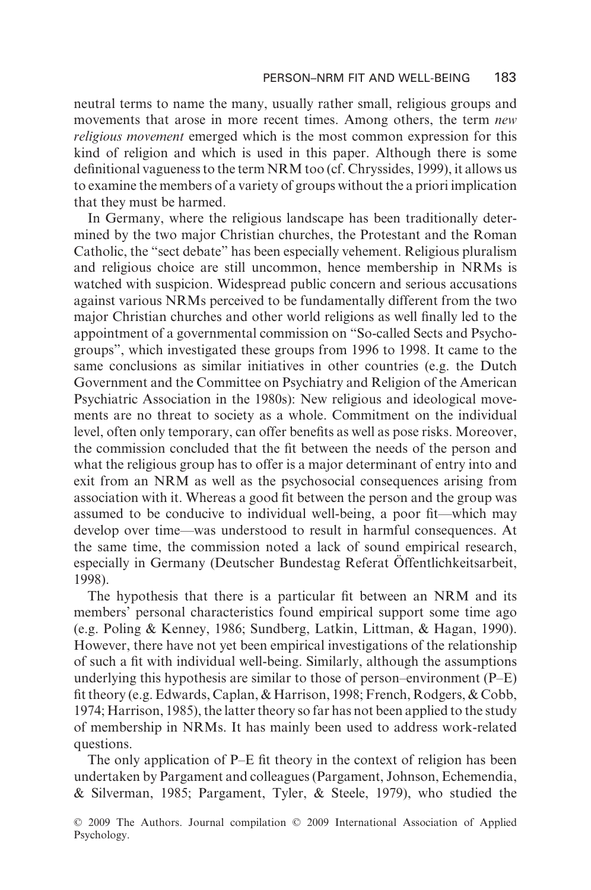neutral terms to name the many, usually rather small, religious groups and movements that arose in more recent times. Among others, the term *new religious movement* emerged which is the most common expression for this kind of religion and which is used in this paper. Although there is some definitional vagueness to the term NRM too (cf. Chryssides, 1999), it allows us to examine the members of a variety of groups without the a priori implication that they must be harmed.

In Germany, where the religious landscape has been traditionally determined by the two major Christian churches, the Protestant and the Roman Catholic, the "sect debate" has been especially vehement. Religious pluralism and religious choice are still uncommon, hence membership in NRMs is watched with suspicion. Widespread public concern and serious accusations against various NRMs perceived to be fundamentally different from the two major Christian churches and other world religions as well finally led to the appointment of a governmental commission on "So-called Sects and Psychogroups", which investigated these groups from 1996 to 1998. It came to the same conclusions as similar initiatives in other countries (e.g. the Dutch Government and the Committee on Psychiatry and Religion of the American Psychiatric Association in the 1980s): New religious and ideological movements are no threat to society as a whole. Commitment on the individual level, often only temporary, can offer benefits as well as pose risks. Moreover, the commission concluded that the fit between the needs of the person and what the religious group has to offer is a major determinant of entry into and exit from an NRM as well as the psychosocial consequences arising from association with it. Whereas a good fit between the person and the group was assumed to be conducive to individual well-being, a poor fit—which may develop over time—was understood to result in harmful consequences. At the same time, the commission noted a lack of sound empirical research, especially in Germany (Deutscher Bundestag Referat Öffentlichkeitsarbeit, 1998).

The hypothesis that there is a particular fit between an NRM and its members' personal characteristics found empirical support some time ago (e.g. Poling & Kenney, 1986; Sundberg, Latkin, Littman, & Hagan, 1990). However, there have not yet been empirical investigations of the relationship of such a fit with individual well-being. Similarly, although the assumptions underlying this hypothesis are similar to those of person–environment (P–E) fit theory (e.g. Edwards, Caplan, & Harrison, 1998; French, Rodgers, & Cobb, 1974; Harrison, 1985), the latter theory so far has not been applied to the study of membership in NRMs. It has mainly been used to address work-related questions.

The only application of P–E fit theory in the context of religion has been undertaken by Pargament and colleagues (Pargament, Johnson, Echemendia, & Silverman, 1985; Pargament, Tyler, & Steele, 1979), who studied the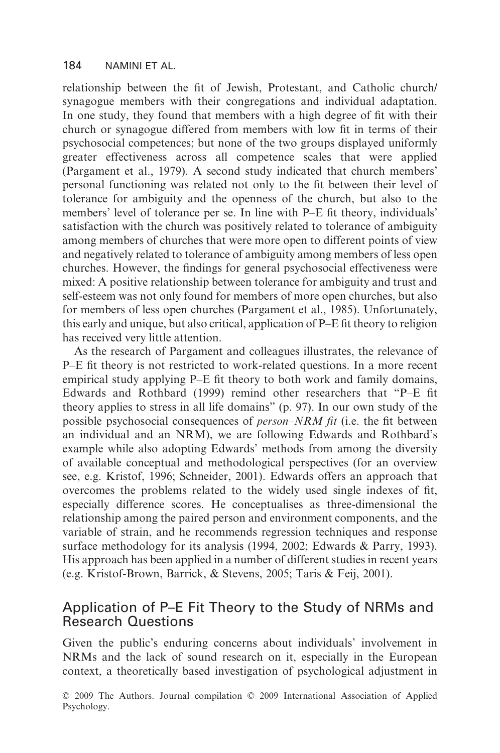relationship between the fit of Jewish, Protestant, and Catholic church/synagogue members with their congregations and individual adaptation. In one study, they found that members with a high degree of fit with their church or synagogue differed from members with low fit in terms of their psychosocial competences; but none of the two groups displayed uniformly greater effectiveness across all competence scales that were applied (Pargament et al., 1979). A second study indicated that church members' personal functioning was related not only to the fit between their level of tolerance for ambiguity and the openness of the church, but also to the members' level of tolerance per se. In line with P–E fit theory, individuals' satisfaction with the church was positively related to tolerance of ambiguity among members of churches that were more open to different points of view and negatively related to tolerance of ambiguity among members of less open churches. However, the findings for general psychosocial effectiveness were mixed: A positive relationship between tolerance for ambiguity and trust and self-esteem was not only found for members of more open churches, but also for members of less open churches (Pargament et al., 1985). Unfortunately, this early and unique, but also critical, application of P–E fit theory to religion has received very little attention.

As the research of Pargament and colleagues illustrates, the relevance of P–E fit theory is not restricted to work-related questions. In a more recent empirical study applying P–E fit theory to both work and family domains, Edwards and Rothbard (1999) remind other researchers that "P–E fit theory applies to stress in all life domains" (p. 97). In our own study of the possible psychosocial consequences of *person–NRM fit* (i.e. the fit between an individual and an NRM), we are following Edwards and Rothbard's example while also adopting Edwards' methods from among the diversity of available conceptual and methodological perspectives (for an overview see, e.g. Kristof, 1996; Schneider, 2001). Edwards offers an approach that overcomes the problems related to the widely used single indexes of fit, especially difference scores. He conceptualises as three-dimensional the relationship among the paired person and environment components, and the variable of strain, and he recommends regression techniques and response surface methodology for its analysis (1994, 2002; Edwards & Parry, 1993). His approach has been applied in a number of different studies in recent years (e.g. Kristof-Brown, Barrick, & Stevens, 2005; Taris & Feij, 2001).

## Application of P–E Fit Theory to the Study of NRMs and Research Questions

Given the public's enduring concerns about individuals' involvement in NRMs and the lack of sound research on it, especially in the European context, a theoretically based investigation of psychological adjustment in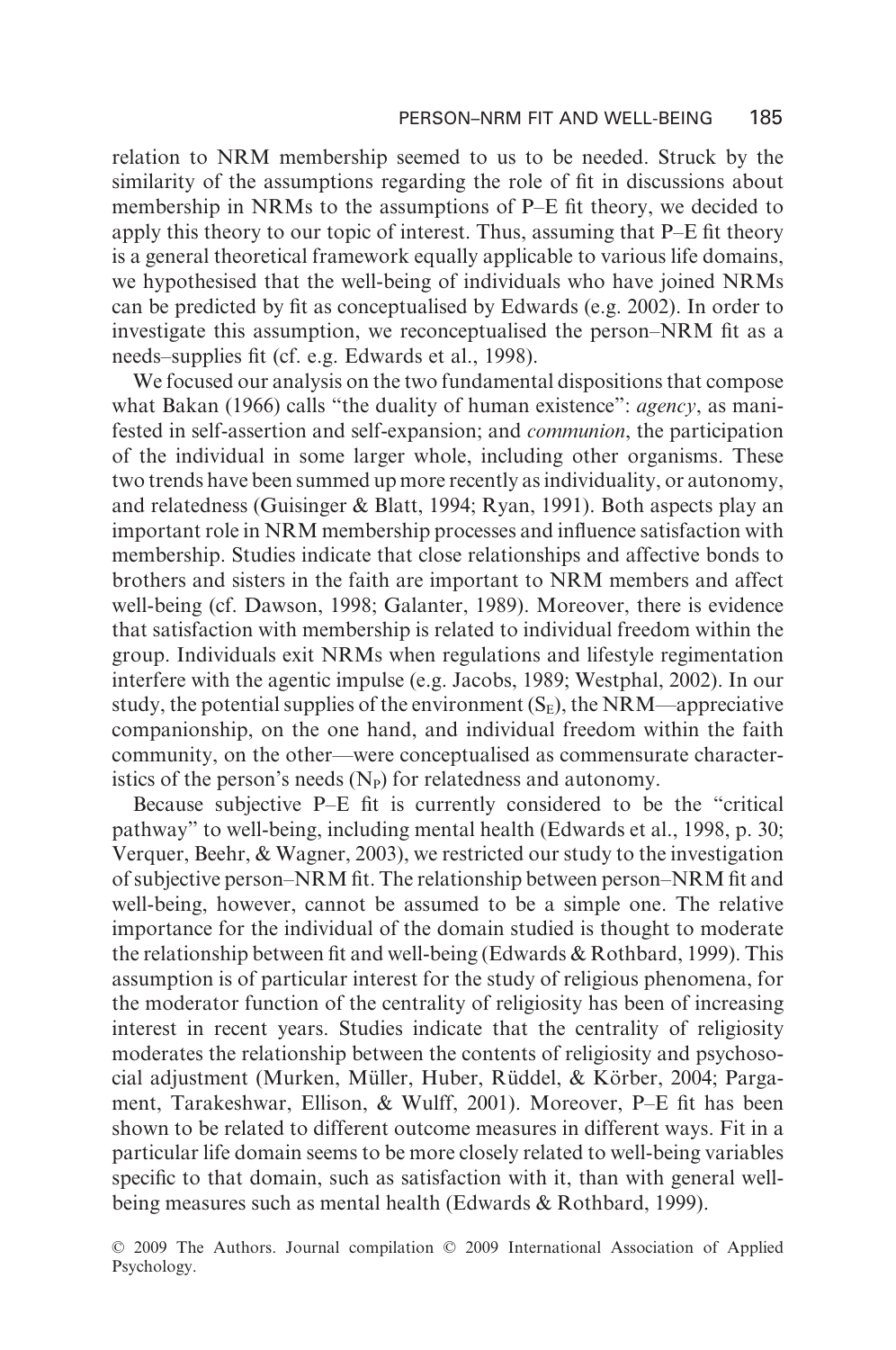relation to NRM membership seemed to us to be needed. Struck by the similarity of the assumptions regarding the role of fit in discussions about membership in NRMs to the assumptions of P–E fit theory, we decided to apply this theory to our topic of interest. Thus, assuming that P–E fit theory is a general theoretical framework equally applicable to various life domains, we hypothesised that the well-being of individuals who have joined NRMs can be predicted by fit as conceptualised by Edwards (e.g. 2002). In order to investigate this assumption, we reconceptualised the person–NRM fit as a needs–supplies fit (cf. e.g. Edwards et al., 1998).

We focused our analysis on the two fundamental dispositions that compose what Bakan (1966) calls "the duality of human existence": *agency*, as manifested in self-assertion and self-expansion; and *communion*, the participation of the individual in some larger whole, including other organisms. These two trends have been summed up more recently as individuality, or autonomy, and relatedness (Guisinger & Blatt, 1994; Ryan, 1991). Both aspects play an important role in NRM membership processes and influence satisfaction with membership. Studies indicate that close relationships and affective bonds to brothers and sisters in the faith are important to NRM members and affect well-being (cf. Dawson, 1998; Galanter, 1989). Moreover, there is evidence that satisfaction with membership is related to individual freedom within the group. Individuals exit NRMs when regulations and lifestyle regimentation interfere with the agentic impulse (e.g. Jacobs, 1989; Westphal, 2002). In our study, the potential supplies of the environment ($S_E$), the NRM—appreciative companionship, on the one hand, and individual freedom within the faith community, on the other—were conceptualised as commensurate characteristics of the person's needs ($N_P$) for relatedness and autonomy.

Because subjective P–E fit is currently considered to be the "critical pathway" to well-being, including mental health (Edwards et al., 1998, p. 30; Verquer, Beehr, & Wagner, 2003), we restricted our study to the investigation of subjective person–NRM fit. The relationship between person–NRM fit and well-being, however, cannot be assumed to be a simple one. The relative importance for the individual of the domain studied is thought to moderate the relationship between fit and well-being (Edwards & Rothbard, 1999). This assumption is of particular interest for the study of religious phenomena, for the moderator function of the centrality of religiosity has been of increasing interest in recent years. Studies indicate that the centrality of religiosity moderates the relationship between the contents of religiosity and psychosocial adjustment (Murken, Müller, Huber, Rüddel, & Körber, 2004; Pargament, Tarakeshwar, Ellison, & Wulff, 2001). Moreover, P–E fit has been shown to be related to different outcome measures in different ways. Fit in a particular life domain seems to be more closely related to well-being variables specific to that domain, such as satisfaction with it, than with general well-being measures such as mental health (Edwards & Rothbard, 1999).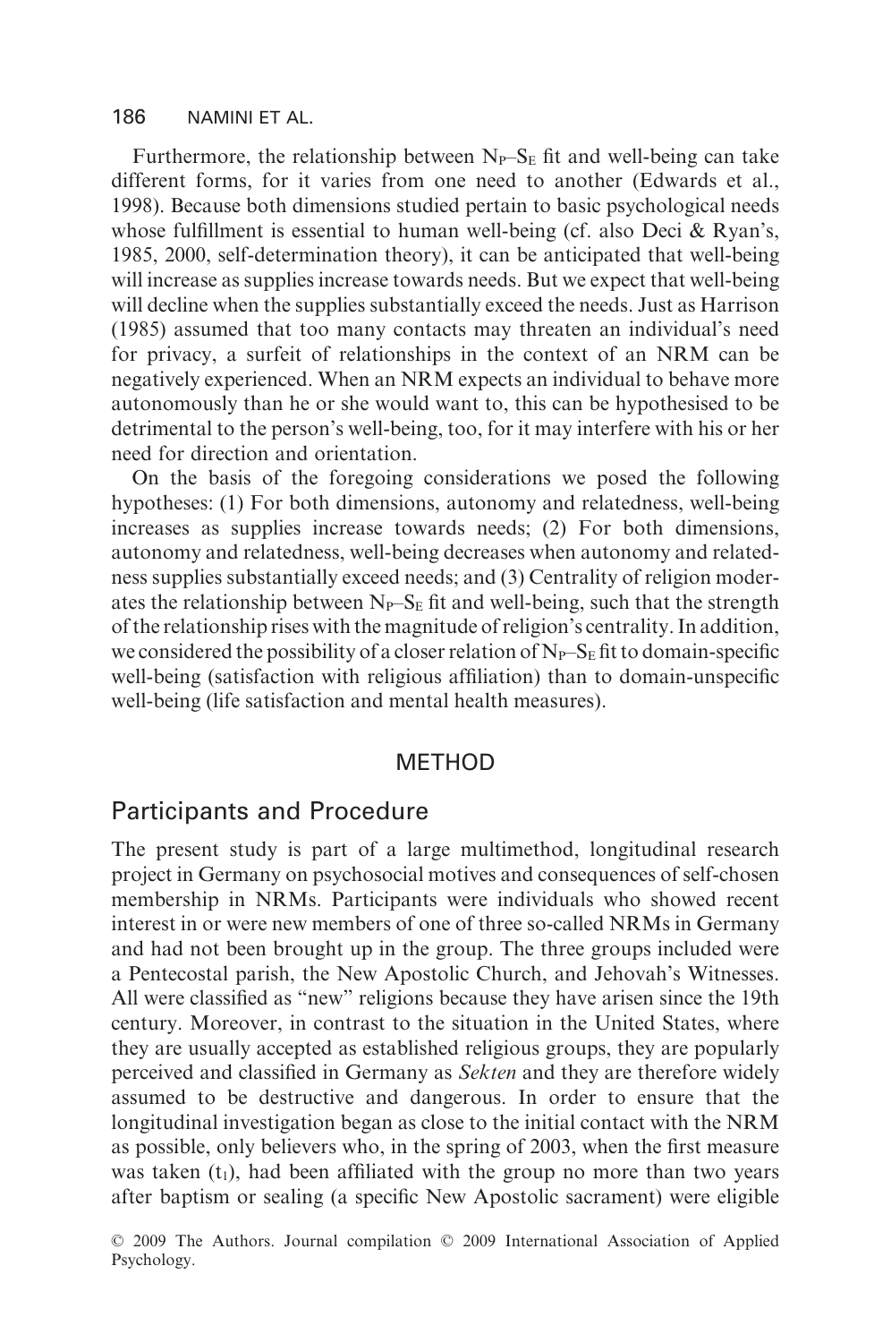Furthermore, the relationship between $N_P$–$S_E$ fit and well-being can take different forms, for it varies from one need to another (Edwards et al., 1998). Because both dimensions studied pertain to basic psychological needs whose fulfillment is essential to human well-being (cf. also Deci & Ryan's, 1985, 2000, self-determination theory), it can be anticipated that well-being will increase as supplies increase towards needs. But we expect that well-being will decline when the supplies substantially exceed the needs. Just as Harrison (1985) assumed that too many contacts may threaten an individual's need for privacy, a surfeit of relationships in the context of an NRM can be negatively experienced. When an NRM expects an individual to behave more autonomously than he or she would want to, this can be hypothesised to be detrimental to the person's well-being, too, for it may interfere with his or her need for direction and orientation.

On the basis of the foregoing considerations we posed the following hypotheses: (1) For both dimensions, autonomy and relatedness, well-being increases as supplies increase towards needs; (2) For both dimensions, autonomy and relatedness, well-being decreases when autonomy and relatedness supplies substantially exceed needs; and (3) Centrality of religion moderates the relationship between $N_P$–$S_E$ fit and well-being, such that the strength of the relationship rises with the magnitude of religion's centrality. In addition, we considered the possibility of a closer relation of $N_P$–$S_E$ fit to domain-specific well-being (satisfaction with religious affiliation) than to domain-unspecific well-being (life satisfaction and mental health measures).

# METHOD

## Participants and Procedure

The present study is part of a large multimethod, longitudinal research project in Germany on psychosocial motives and consequences of self-chosen membership in NRMs. Participants were individuals who showed recent interest in or were new members of one of three so-called NRMs in Germany and had not been brought up in the group. The three groups included were a Pentecostal parish, the New Apostolic Church, and Jehovah's Witnesses. All were classified as "new" religions because they have arisen since the 19th century. Moreover, in contrast to the situation in the United States, where they are usually accepted as established religious groups, they are popularly perceived and classified in Germany as *Sekten* and they are therefore widely assumed to be destructive and dangerous. In order to ensure that the longitudinal investigation began as close to the initial contact with the NRM as possible, only believers who, in the spring of 2003, when the first measure was taken ($t_1$), had been affiliated with the group no more than two years after baptism or sealing (a specific New Apostolic sacrament) were eligible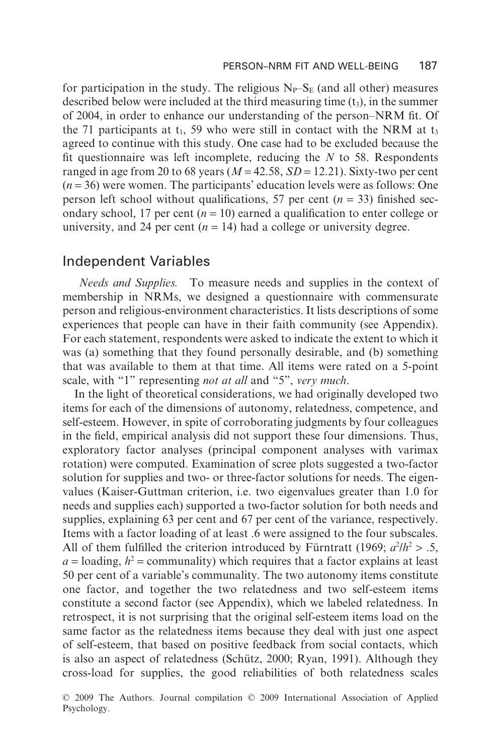for participation in the study. The religious $N_P$–$S_E$ (and all other) measures described below were included at the third measuring time ($t_3$), in the summer of 2004, in order to enhance our understanding of the person–NRM fit. Of the 71 participants at $t_1$, 59 who were still in contact with the NRM at $t_3$ agreed to continue with this study. One case had to be excluded because the fit questionnaire was left incomplete, reducing the $N$ to 58. Respondents ranged in age from 20 to 68 years ($M = 42.58$, $SD = 12.21$). Sixty-two per cent ($n = 36$) were women. The participants' education levels were as follows: One person left school without qualifications, 57 per cent ($n = 33$) finished secondary school, 17 per cent ($n = 10$) earned a qualification to enter college or university, and 24 per cent ($n = 14$) had a college or university degree.

## Independent Variables

*Needs and Supplies.* To measure needs and supplies in the context of membership in NRMs, we designed a questionnaire with commensurate person and religious-environment characteristics. It lists descriptions of some experiences that people can have in their faith community (see Appendix). For each statement, respondents were asked to indicate the extent to which it was (a) something that they found personally desirable, and (b) something that was available to them at that time. All items were rated on a 5-point scale, with "1" representing *not at all* and "5", *very much*.

In the light of theoretical considerations, we had originally developed two items for each of the dimensions of autonomy, relatedness, competence, and self-esteem. However, in spite of corroborating judgments by four colleagues in the field, empirical analysis did not support these four dimensions. Thus, exploratory factor analyses (principal component analyses with varimax rotation) were computed. Examination of scree plots suggested a two-factor solution for supplies and two- or three-factor solutions for needs. The eigenvalues (Kaiser-Guttman criterion, i.e. two eigenvalues greater than 1.0 for needs and supplies each) supported a two-factor solution for both needs and supplies, explaining 63 per cent and 67 per cent of the variance, respectively. Items with a factor loading of at least .6 were assigned to the four subscales. All of them fulfilled the criterion introduced by Fürntratt (1969; $a^2/h^2 > .5$, $a$ = loading, $h^2$ = communality) which requires that a factor explains at least 50 per cent of a variable's communality. The two autonomy items constitute one factor, and together the two relatedness and two self-esteem items constitute a second factor (see Appendix), which we labeled relatedness. In retrospect, it is not surprising that the original self-esteem items load on the same factor as the relatedness items because they deal with just one aspect of self-esteem, that based on positive feedback from social contacts, which is also an aspect of relatedness (Schütz, 2000; Ryan, 1991). Although they cross-load for supplies, the good reliabilities of both relatedness scales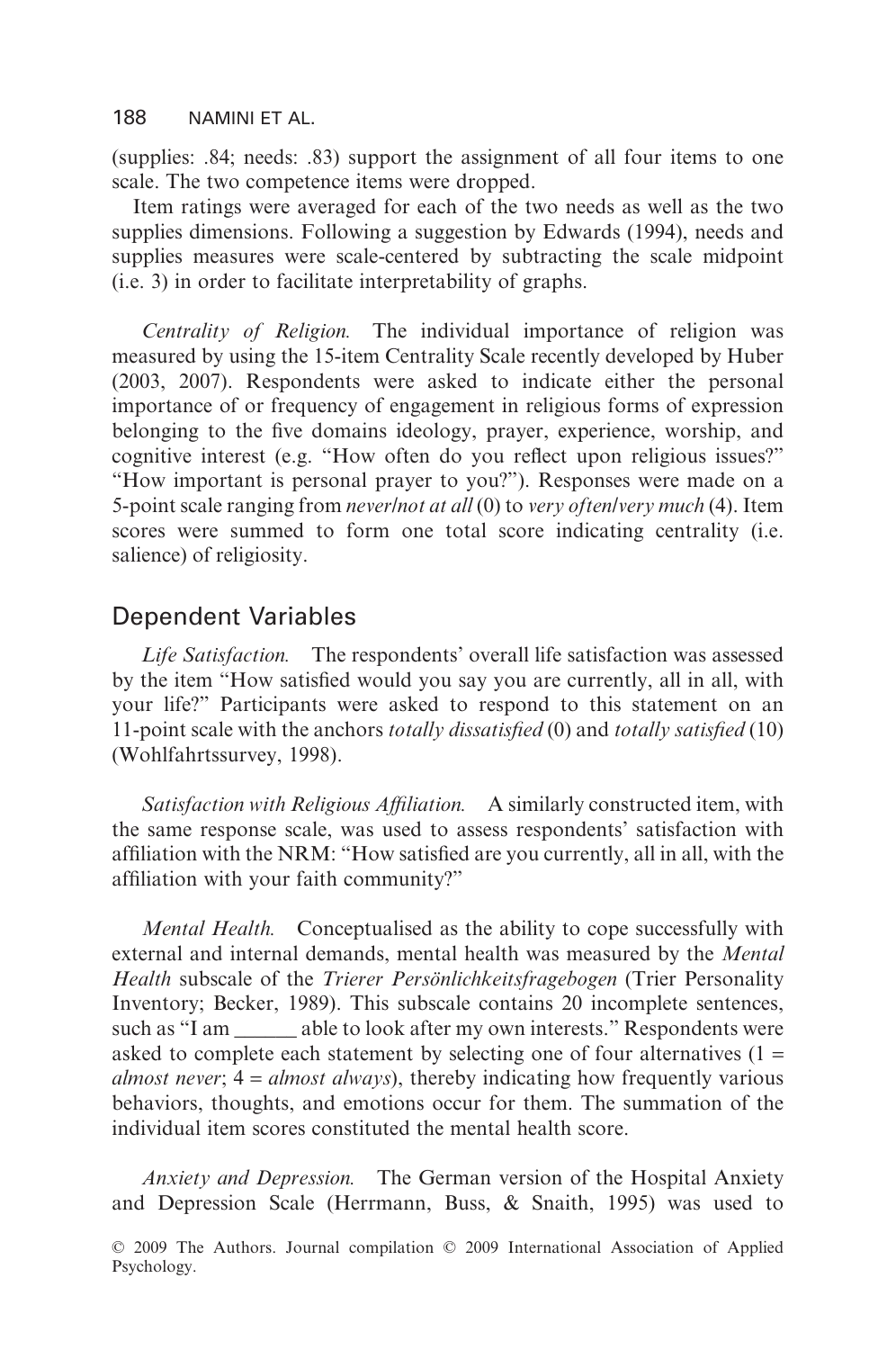(supplies: .84; needs: .83) support the assignment of all four items to one scale. The two competence items were dropped.

Item ratings were averaged for each of the two needs as well as the two supplies dimensions. Following a suggestion by Edwards (1994), needs and supplies measures were scale-centered by subtracting the scale midpoint (i.e. 3) in order to facilitate interpretability of graphs.

*Centrality of Religion.* The individual importance of religion was measured by using the 15-item Centrality Scale recently developed by Huber (2003, 2007). Respondents were asked to indicate either the personal importance of or frequency of engagement in religious forms of expression belonging to the five domains ideology, prayer, experience, worship, and cognitive interest (e.g. "How often do you reflect upon religious issues?" "How important is personal prayer to you?"). Responses were made on a 5-point scale ranging from *never/not at all* (0) to *very often/very much* (4). Item scores were summed to form one total score indicating centrality (i.e. salience) of religiosity.

## Dependent Variables

*Life Satisfaction.* The respondents' overall life satisfaction was assessed by the item "How satisfied would you say you are currently, all in all, with your life?" Participants were asked to respond to this statement on an 11-point scale with the anchors *totally dissatisfied* (0) and *totally satisfied* (10) (Wohlfahrtssurvey, 1998).

*Satisfaction with Religious Affiliation.* A similarly constructed item, with the same response scale, was used to assess respondents' satisfaction with affiliation with the NRM: "How satisfied are you currently, all in all, with the affiliation with your faith community?"

*Mental Health.* Conceptualised as the ability to cope successfully with external and internal demands, mental health was measured by the *Mental Health* subscale of the *Trierer Persönlichkeitsfragebogen* (Trier Personality Inventory; Becker, 1989). This subscale contains 20 incomplete sentences, such as "I am ______ able to look after my own interests." Respondents were asked to complete each statement by selecting one of four alternatives (1 = *almost never*; 4 = *almost always*), thereby indicating how frequently various behaviors, thoughts, and emotions occur for them. The summation of the individual item scores constituted the mental health score.

*Anxiety and Depression.* The German version of the Hospital Anxiety and Depression Scale (Herrmann, Buss, & Snaith, 1995) was used to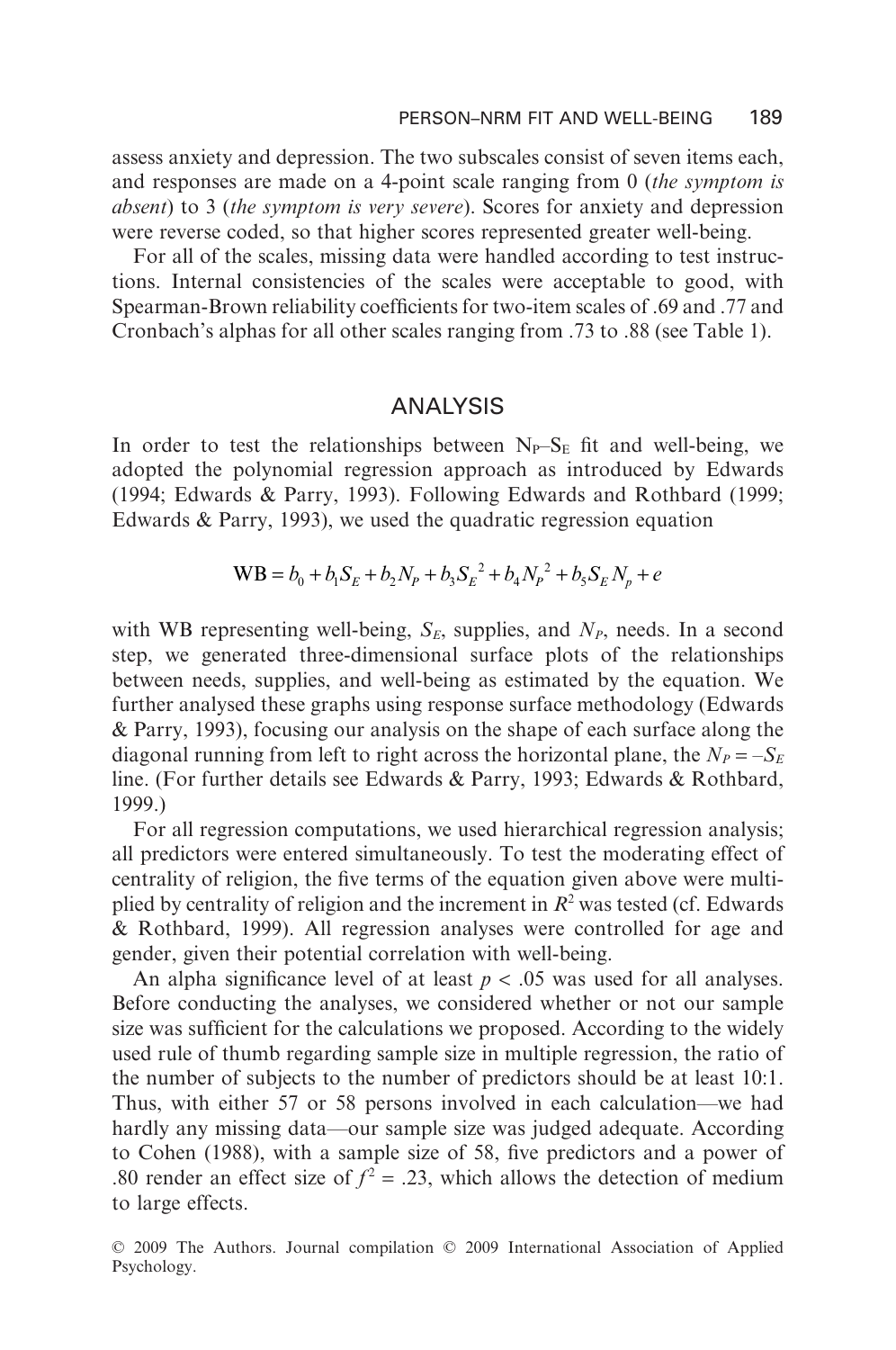assess anxiety and depression. The two subscales consist of seven items each, and responses are made on a 4-point scale ranging from 0 (*the symptom is absent*) to 3 (*the symptom is very severe*). Scores for anxiety and depression were reverse coded, so that higher scores represented greater well-being.

For all of the scales, missing data were handled according to test instructions. Internal consistencies of the scales were acceptable to good, with Spearman-Brown reliability coefficients for two-item scales of .69 and .77 and Cronbach's alphas for all other scales ranging from .73 to .88 (see Table 1).

## ANALYSIS

In order to test the relationships between $N_P$–$S_E$ fit and well-being, we adopted the polynomial regression approach as introduced by Edwards (1994; Edwards & Parry, 1993). Following Edwards and Rothbard (1999; Edwards & Parry, 1993), we used the quadratic regression equation

$$\text{WB} = b_0 + b_1 S_E + b_2 N_P + b_3 S_E{}^2 + b_4 N_P{}^2 + b_5 S_E N_p + e$$

with WB representing well-being, $S_E$, supplies, and $N_P$, needs. In a second step, we generated three-dimensional surface plots of the relationships between needs, supplies, and well-being as estimated by the equation. We further analysed these graphs using response surface methodology (Edwards & Parry, 1993), focusing our analysis on the shape of each surface along the diagonal running from left to right across the horizontal plane, the $N_P = -S_E$ line. (For further details see Edwards & Parry, 1993; Edwards & Rothbard, 1999.)

For all regression computations, we used hierarchical regression analysis; all predictors were entered simultaneously. To test the moderating effect of centrality of religion, the five terms of the equation given above were multiplied by centrality of religion and the increment in $R^2$ was tested (cf. Edwards & Rothbard, 1999). All regression analyses were controlled for age and gender, given their potential correlation with well-being.

An alpha significance level of at least $p < .05$ was used for all analyses. Before conducting the analyses, we considered whether or not our sample size was sufficient for the calculations we proposed. According to the widely used rule of thumb regarding sample size in multiple regression, the ratio of the number of subjects to the number of predictors should be at least 10:1. Thus, with either 57 or 58 persons involved in each calculation—we had hardly any missing data—our sample size was judged adequate. According to Cohen (1988), with a sample size of 58, five predictors and a power of .80 render an effect size of $f^2 = .23$, which allows the detection of medium to large effects.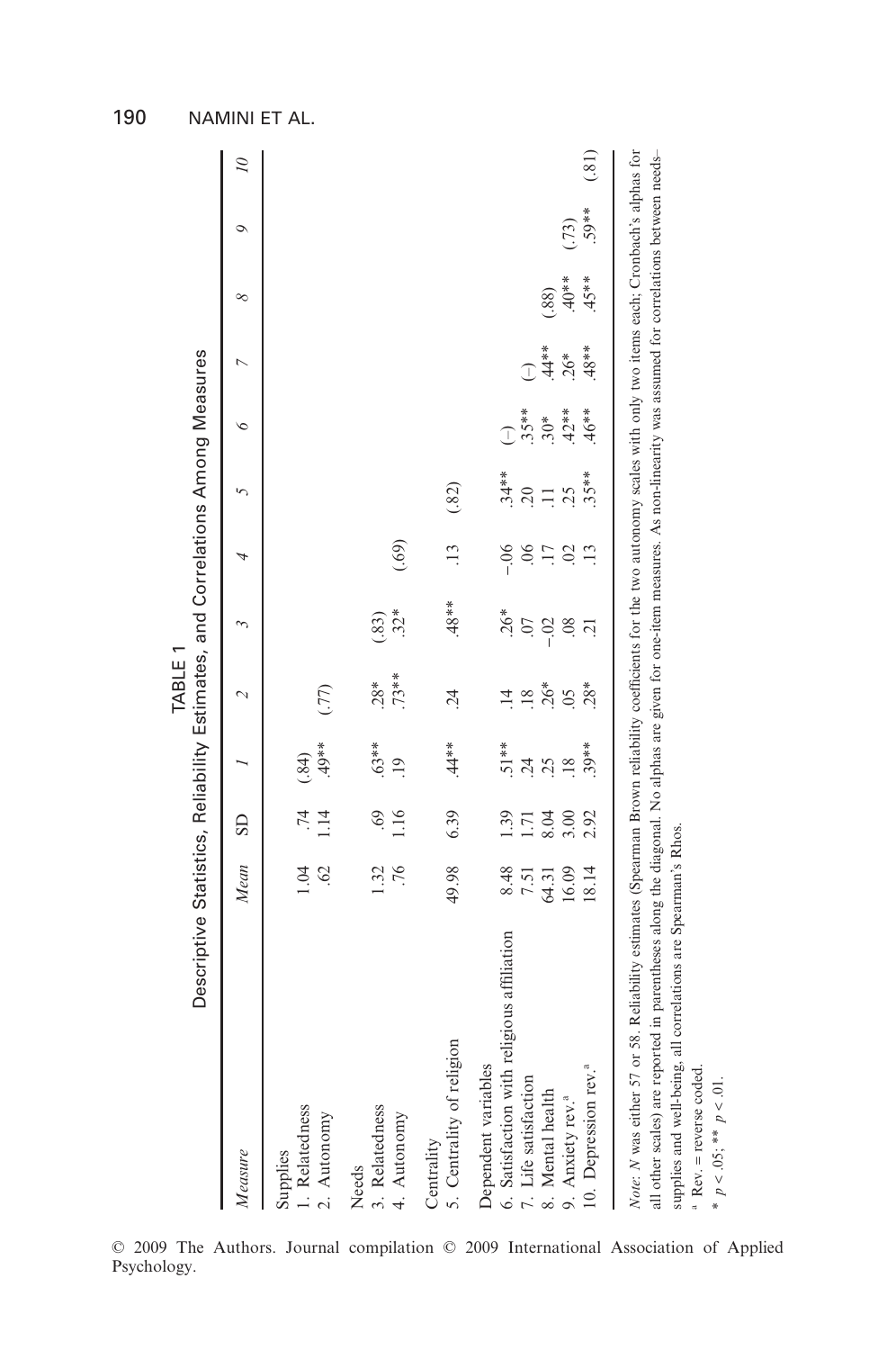TABLE 1
Descriptive Statistics, Reliability Estimates, and Correlations Among Measures

| *Measure* | *Mean* | SD | *1* | *2* | *3* | *4* | *5* | *6* | *7* | *8* | *9* | *10* |
|---|---|---|---|---|---|---|---|---|---|---|---|---|
| Supplies | | | | | | | | | | | | |
| 1. Relatedness | 1.04 | .74 | (.84) | | | | | | | | | |
| 2. Autonomy | .62 | 1.14 | .49** | (.77) | | | | | | | | |
| Needs | | | | | | | | | | | | |
| 3. Relatedness | 1.32 | .69 | .63** | .28* | (.83) | | | | | | | |
| 4. Autonomy | .76 | 1.16 | .19 | .73** | .32* | (.69) | | | | | | |
| Centrality | | | | | | | | | | | | |
| 5. Centrality of religion | 49.98 | 6.39 | .44** | .24 | .48** | .13 | (.82) | | | | | |
| Dependent variables | | | | | | | | | | | | |
| 6. Satisfaction with religious affiliation | 8.48 | 1.39 | .51** | .14 | .26* | −.06 | .34** | (–) | | | | |
| 7. Life satisfaction | 7.51 | 1.71 | .24 | .18 | .07 | .06 | .20 | .35** | (–) | | | |
| 8. Mental health | 64.31 | 8.04 | .25 | .26* | −.02 | .17 | .11 | .30* | .44** | (.88) | | |
| 9. Anxiety rev.[a] | 16.09 | 3.00 | .18 | .05 | .08 | .02 | .25 | .42** | .26* | .40** | (.73) | |
| 10. Depression rev.[a] | 18.14 | 2.92 | .39** | .28* | .21 | .13 | .35** | .46** | .48** | .45** | .59** | (.81) |

*Note*: *N* was either 57 or 58. Reliability estimates (Spearman Brown reliability coefficients for the two autonomy scales with only two items each; Cronbach's alphas for all other scales) are reported in parentheses along the diagonal. No alphas are given for one-item measures. As non-linearity was assumed for correlations between needs–supplies and well-being, all correlations are Spearman's Rhos.

[a] Rev. = reverse coded.

\* $p < .05$; \*\* $p < .01$.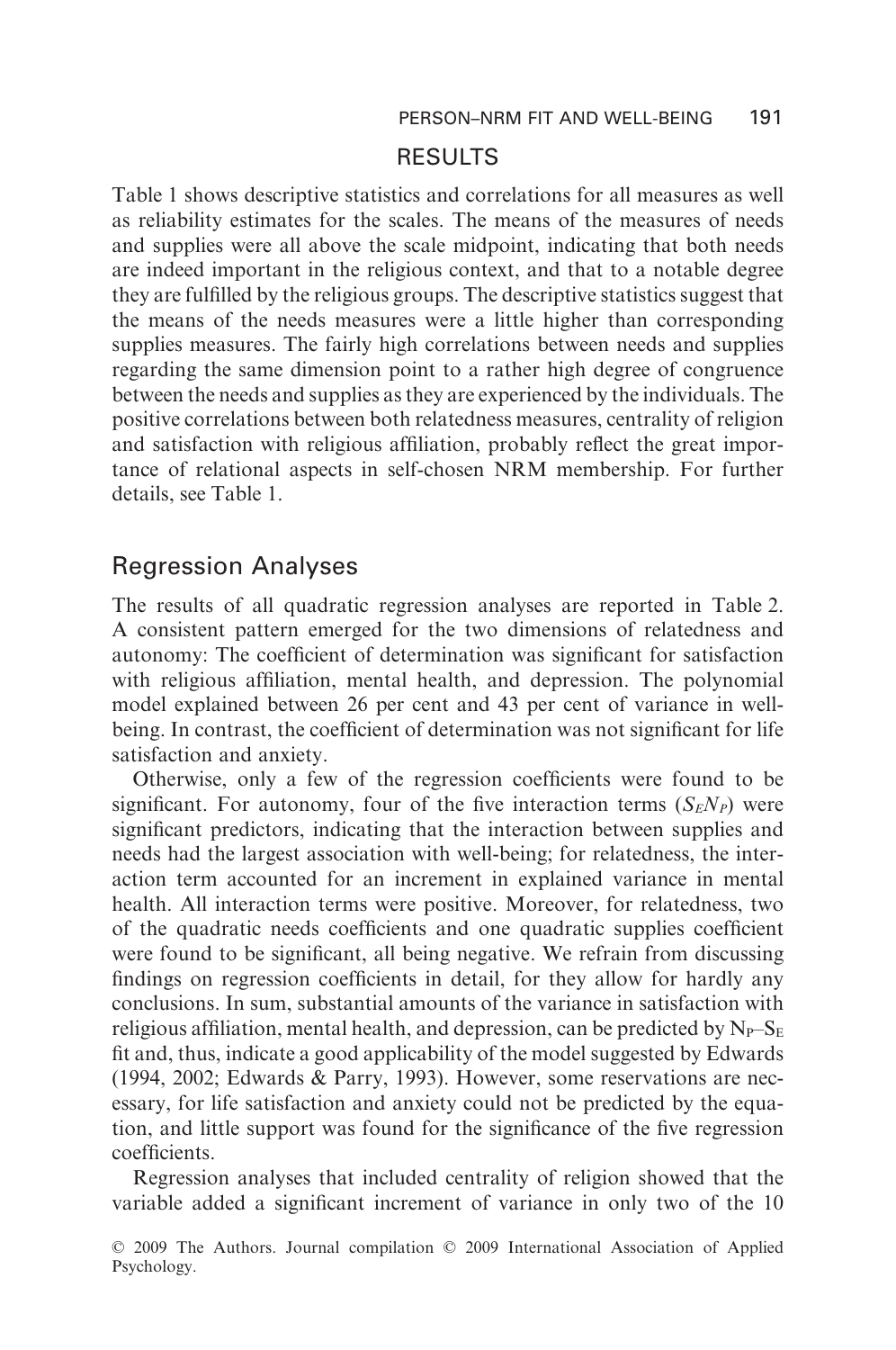# RESULTS

Table 1 shows descriptive statistics and correlations for all measures as well as reliability estimates for the scales. The means of the measures of needs and supplies were all above the scale midpoint, indicating that both needs are indeed important in the religious context, and that to a notable degree they are fulfilled by the religious groups. The descriptive statistics suggest that the means of the needs measures were a little higher than corresponding supplies measures. The fairly high correlations between needs and supplies regarding the same dimension point to a rather high degree of congruence between the needs and supplies as they are experienced by the individuals. The positive correlations between both relatedness measures, centrality of religion and satisfaction with religious affiliation, probably reflect the great importance of relational aspects in self-chosen NRM membership. For further details, see Table 1.

## Regression Analyses

The results of all quadratic regression analyses are reported in Table 2. A consistent pattern emerged for the two dimensions of relatedness and autonomy: The coefficient of determination was significant for satisfaction with religious affiliation, mental health, and depression. The polynomial model explained between 26 per cent and 43 per cent of variance in well-being. In contrast, the coefficient of determination was not significant for life satisfaction and anxiety.

Otherwise, only a few of the regression coefficients were found to be significant. For autonomy, four of the five interaction terms ($S_E N_P$) were significant predictors, indicating that the interaction between supplies and needs had the largest association with well-being; for relatedness, the interaction term accounted for an increment in explained variance in mental health. All interaction terms were positive. Moreover, for relatedness, two of the quadratic needs coefficients and one quadratic supplies coefficient were found to be significant, all being negative. We refrain from discussing findings on regression coefficients in detail, for they allow for hardly any conclusions. In sum, substantial amounts of the variance in satisfaction with religious affiliation, mental health, and depression, can be predicted by $N_P$–$S_E$ fit and, thus, indicate a good applicability of the model suggested by Edwards (1994, 2002; Edwards & Parry, 1993). However, some reservations are necessary, for life satisfaction and anxiety could not be predicted by the equation, and little support was found for the significance of the five regression coefficients.

Regression analyses that included centrality of religion showed that the variable added a significant increment of variance in only two of the 10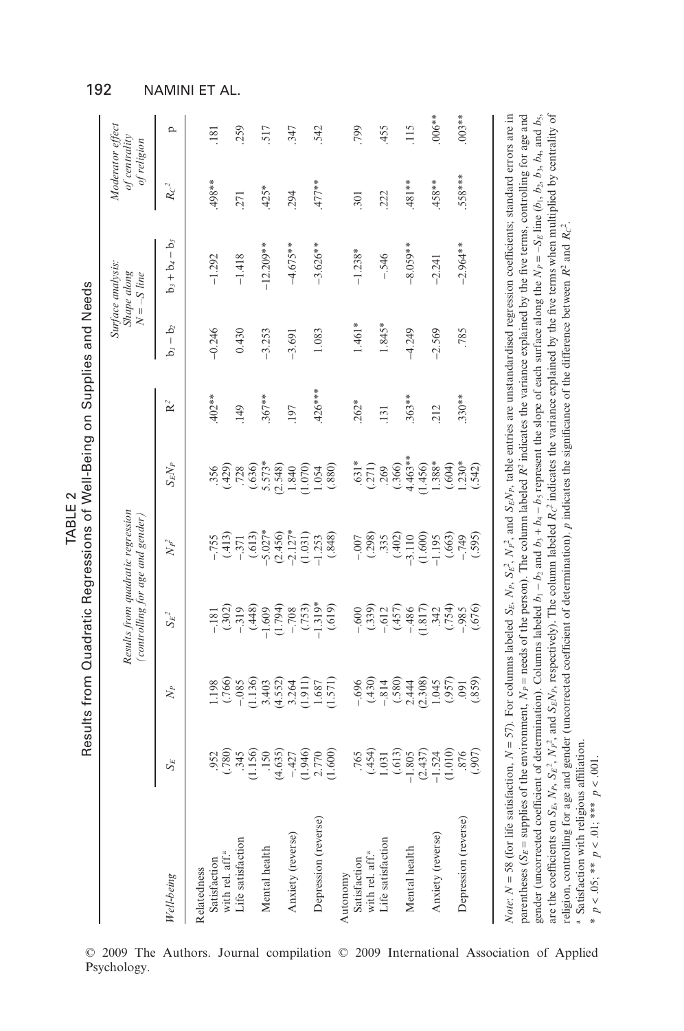TABLE 2
Results from Quadratic Regressions of Well-Being on Supplies and Needs

| Well-being | Results from quadratic regression (controlling for age and gender) | | | | | | Surface analysis: Shape along $N = -S$ line | | Moderator effect of centrality of religion | |
|---|---|---|---|---|---|---|---|---|---|---|
| | $S_E$ | $N_P$ | $S_E^2$ | $N_P^2$ | $S_EN_P$ | $R^2$ | $b_1 - b_2$ | $b_3 + b_4 - b_5$ | $R_C^2$ | p |
| Relatedness | | | | | | | | | | |
| Satisfaction with rel. aff.[a] | .952 (.780) | 1.198 (.766) | -.181 (.302) | -.755 (.413) | .356 (.429) | .402** | -0.246 | -1.292 | .498** | .181 |
| Life satisfaction | .345 (1.156) | -.085 (1.136) | -.319 (.448) | -.371 (.613) | .728 (.636) | .149 | 0.430 | -1.418 | .271 | .259 |
| Mental health | .150 (4.635) | 3.403 (4.552) | -1.609 (1.794) | -5.027* (2.456) | 5.573* (2.548) | .367** | -3.253 | -12.209** | .425* | .517 |
| Anxiety (reverse) | -.427 (1.946) | 3.264 (1.911) | -.708 (.753) | -2.127* (1.031) | 1.840 (1.070) | .197 | -3.691 | -4.675** | .294 | .347 |
| Depression (reverse) | 2.770 (1.600) | 1.687 (1.571) | -1.319* (.619) | -1.253 (.848) | 1.054 (.880) | .426*** | 1.083 | -3.626** | .477** | .542 |
| Autonomy | | | | | | | | | | |
| Satisfaction with rel. aff.[a] | .765 (.454) | -.696 (.430) | -.600 (.339) | -.007 (.298) | .631* (.271) | .262* | 1.461* | -1.238* | .301 | .799 |
| Life satisfaction | 1.031 (.613) | -.814 (.580) | -.612 (.457) | .335 (.402) | .269 (.366) | .131 | 1.845* | -.546 | .222 | .455 |
| Mental health | -1.805 (2.437) | 2.444 (2.308) | -.486 (1.817) | -3.110 (1.600) | 4.463** (1.456) | .363** | -4.249 | -8.059** | .481** | .115 |
| Anxiety (reverse) | -1.524 (1.010) | 1.045 (.957) | .342 (.754) | -1.195 (.663) | 1.388* (.604) | .212 | -2.569 | -2.241 | .458** | .006** |
| Depression (reverse) | .876 (.907) | .091 (.859) | -.985 (.676) | -.749 (.595) | 1.230* (.542) | .330** | .785 | -2.964** | .558*** | .003** |

*Note*: $N = 58$ (for life satisfaction, $N = 57$). For columns labeled $S_E$, $N_P$, $S_E^2$, $N_P^2$, and $S_EN_P$, table entries are unstandardised regression coefficients; standard errors are in parentheses ($S_E$ = supplies of the environment, $N_P$ = needs of the person). The column labeled $R^2$ indicates the variance explained by the five terms, controlling for age and gender (uncorrected coefficient of determination). Columns labeled $b_1 - b_2$ and $b_3 + b_4 - b_5$ represent the slope of each surface along the $N_P = -S_E$ line ($b_1$, $b_2$, $b_3$, $b_4$, and $b_5$, are the coefficients on $S_E$, $N_P$, $S_E^2$, $N_P^2$, and $S_EN_P$, respectively). The column labeled $R_C^2$ indicates the variance explained by the five terms when multiplied by centrality of religion, controlling for age and gender (uncorrected coefficient of determination). p indicates the significance of the difference between $R^2$ and $R_C^2$.

[a] Satisfaction with religious affiliation.

* $p < .05$; ** $p < .01$; *** $p < .001$.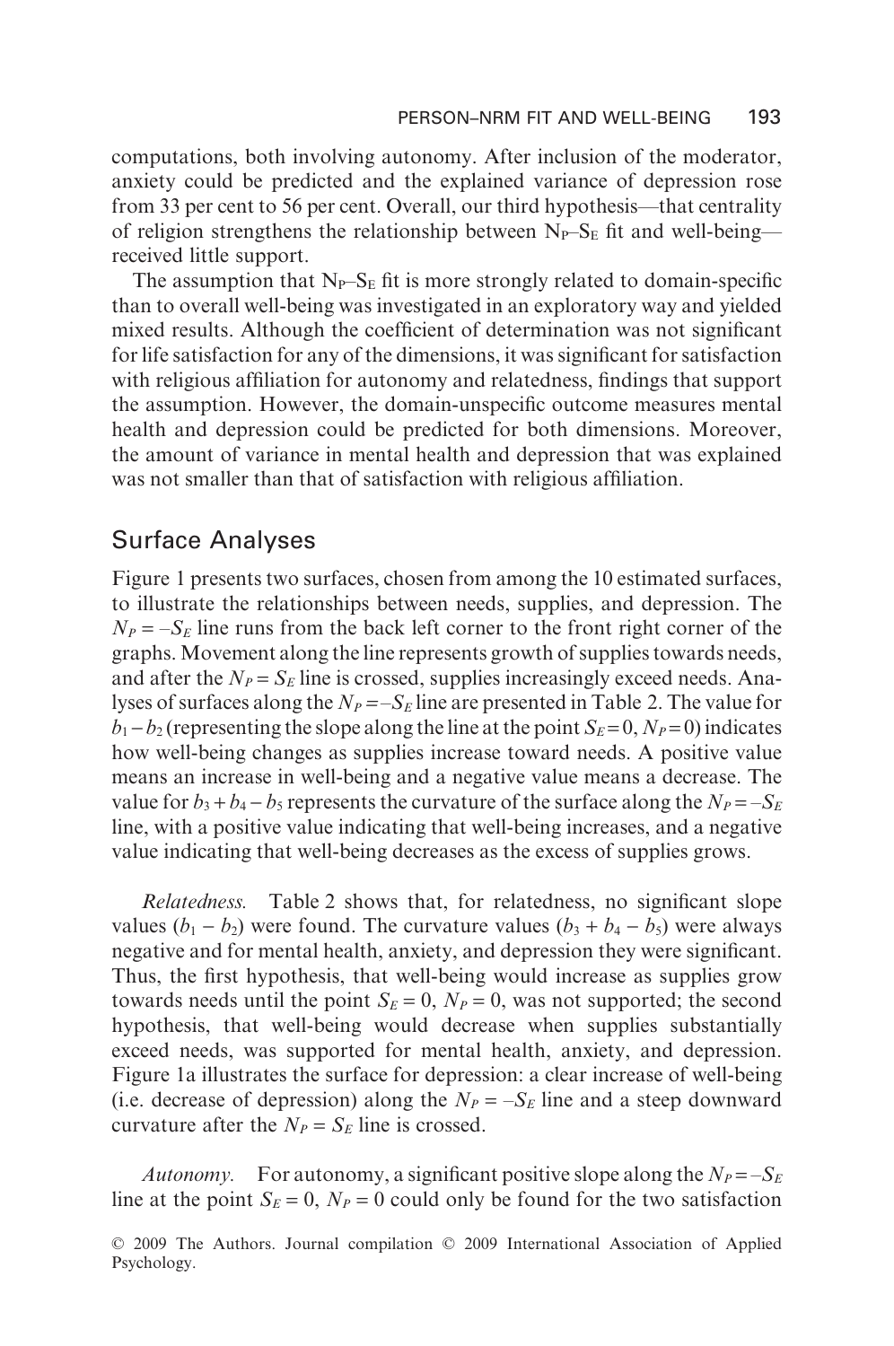computations, both involving autonomy. After inclusion of the moderator, anxiety could be predicted and the explained variance of depression rose from 33 per cent to 56 per cent. Overall, our third hypothesis—that centrality of religion strengthens the relationship between $N_P$–$S_E$ fit and well-being—received little support.

The assumption that $N_P$–$S_E$ fit is more strongly related to domain-specific than to overall well-being was investigated in an exploratory way and yielded mixed results. Although the coefficient of determination was not significant for life satisfaction for any of the dimensions, it was significant for satisfaction with religious affiliation for autonomy and relatedness, findings that support the assumption. However, the domain-unspecific outcome measures mental health and depression could be predicted for both dimensions. Moreover, the amount of variance in mental health and depression that was explained was not smaller than that of satisfaction with religious affiliation.

## Surface Analyses

Figure 1 presents two surfaces, chosen from among the 10 estimated surfaces, to illustrate the relationships between needs, supplies, and depression. The $N_P = -S_E$ line runs from the back left corner to the front right corner of the graphs. Movement along the line represents growth of supplies towards needs, and after the $N_P = S_E$ line is crossed, supplies increasingly exceed needs. Analyses of surfaces along the $N_P = -S_E$ line are presented in Table 2. The value for $b_1 - b_2$ (representing the slope along the line at the point $S_E = 0$, $N_P = 0$) indicates how well-being changes as supplies increase toward needs. A positive value means an increase in well-being and a negative value means a decrease. The value for $b_3 + b_4 - b_5$ represents the curvature of the surface along the $N_P = -S_E$ line, with a positive value indicating that well-being increases, and a negative value indicating that well-being decreases as the excess of supplies grows.

*Relatedness.* Table 2 shows that, for relatedness, no significant slope values ($b_1 - b_2$) were found. The curvature values ($b_3 + b_4 - b_5$) were always negative and for mental health, anxiety, and depression they were significant. Thus, the first hypothesis, that well-being would increase as supplies grow towards needs until the point $S_E = 0$, $N_P = 0$, was not supported; the second hypothesis, that well-being would decrease when supplies substantially exceed needs, was supported for mental health, anxiety, and depression. Figure 1a illustrates the surface for depression: a clear increase of well-being (i.e. decrease of depression) along the $N_P = -S_E$ line and a steep downward curvature after the $N_P = S_E$ line is crossed.

*Autonomy.* For autonomy, a significant positive slope along the $N_P = -S_E$ line at the point $S_E = 0$, $N_P = 0$ could only be found for the two satisfaction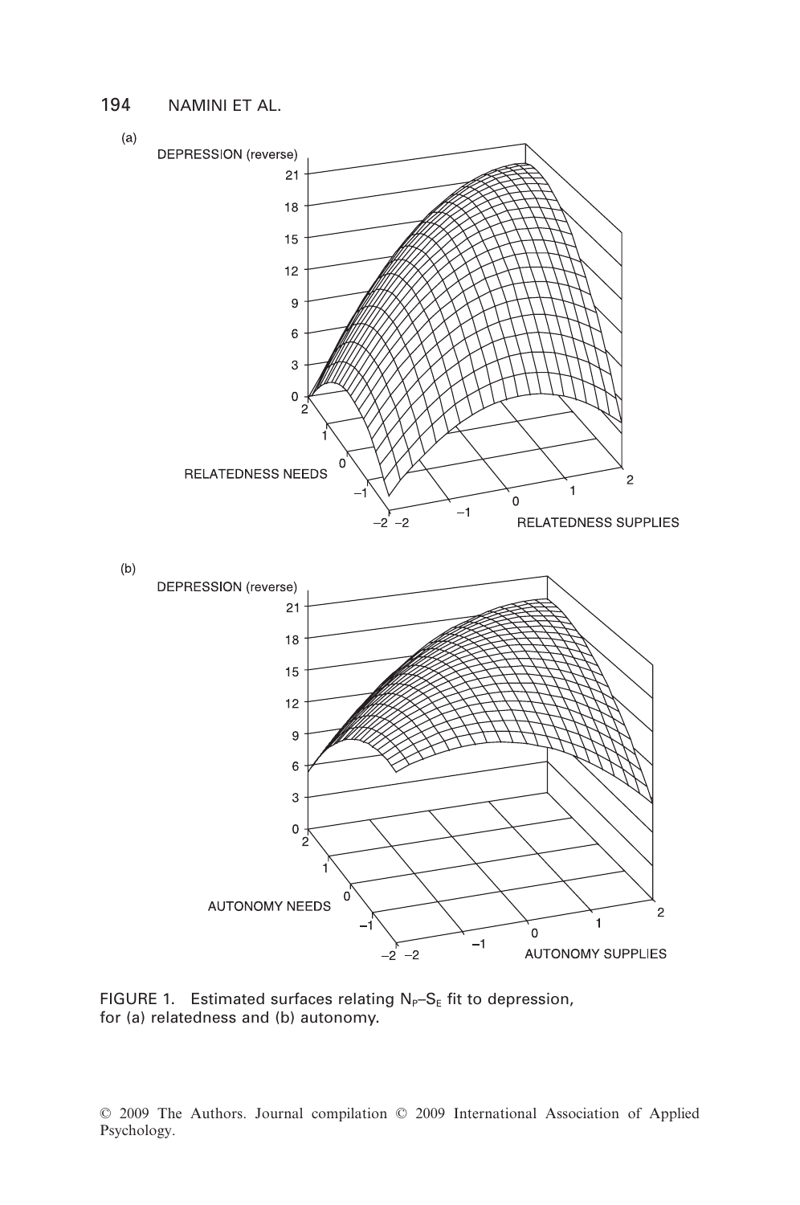FIGURE 1. Estimated surfaces relating $N_P$–$S_E$ fit to depression, for (a) relatedness and (b) autonomy.

© 2009 The Authors. Journal compilation © 2009 International Association of Applied Psychology.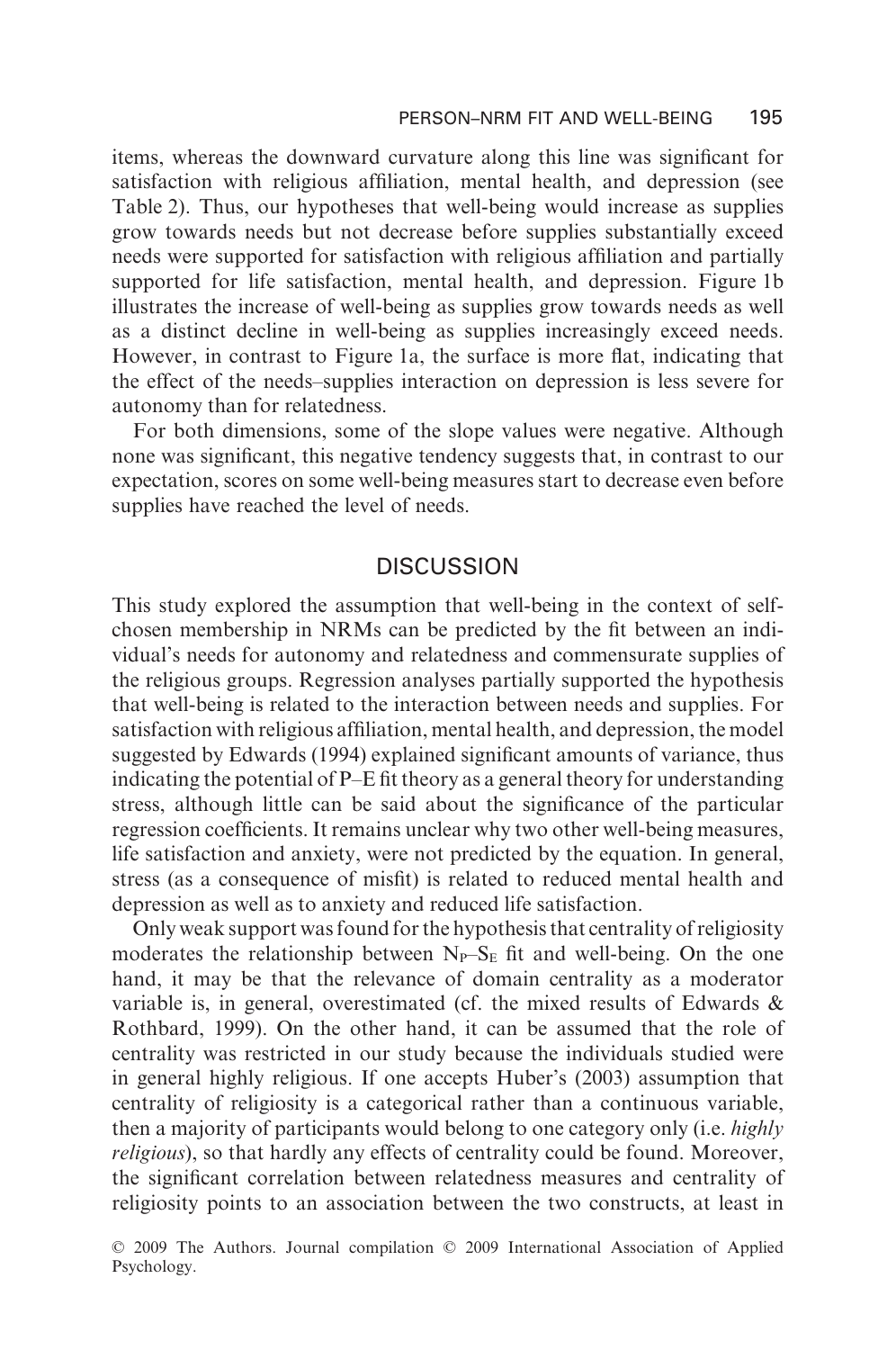items, whereas the downward curvature along this line was significant for satisfaction with religious affiliation, mental health, and depression (see Table 2). Thus, our hypotheses that well-being would increase as supplies grow towards needs but not decrease before supplies substantially exceed needs were supported for satisfaction with religious affiliation and partially supported for life satisfaction, mental health, and depression. Figure 1b illustrates the increase of well-being as supplies grow towards needs as well as a distinct decline in well-being as supplies increasingly exceed needs. However, in contrast to Figure 1a, the surface is more flat, indicating that the effect of the needs–supplies interaction on depression is less severe for autonomy than for relatedness.

For both dimensions, some of the slope values were negative. Although none was significant, this negative tendency suggests that, in contrast to our expectation, scores on some well-being measures start to decrease even before supplies have reached the level of needs.

## DISCUSSION

This study explored the assumption that well-being in the context of self-chosen membership in NRMs can be predicted by the fit between an individual's needs for autonomy and relatedness and commensurate supplies of the religious groups. Regression analyses partially supported the hypothesis that well-being is related to the interaction between needs and supplies. For satisfaction with religious affiliation, mental health, and depression, the model suggested by Edwards (1994) explained significant amounts of variance, thus indicating the potential of P–E fit theory as a general theory for understanding stress, although little can be said about the significance of the particular regression coefficients. It remains unclear why two other well-being measures, life satisfaction and anxiety, were not predicted by the equation. In general, stress (as a consequence of misfit) is related to reduced mental health and depression as well as to anxiety and reduced life satisfaction.

Only weak support was found for the hypothesis that centrality of religiosity moderates the relationship between $N_P$–$S_E$ fit and well-being. On the one hand, it may be that the relevance of domain centrality as a moderator variable is, in general, overestimated (cf. the mixed results of Edwards & Rothbard, 1999). On the other hand, it can be assumed that the role of centrality was restricted in our study because the individuals studied were in general highly religious. If one accepts Huber's (2003) assumption that centrality of religiosity is a categorical rather than a continuous variable, then a majority of participants would belong to one category only (i.e. *highly religious*), so that hardly any effects of centrality could be found. Moreover, the significant correlation between relatedness measures and centrality of religiosity points to an association between the two constructs, at least in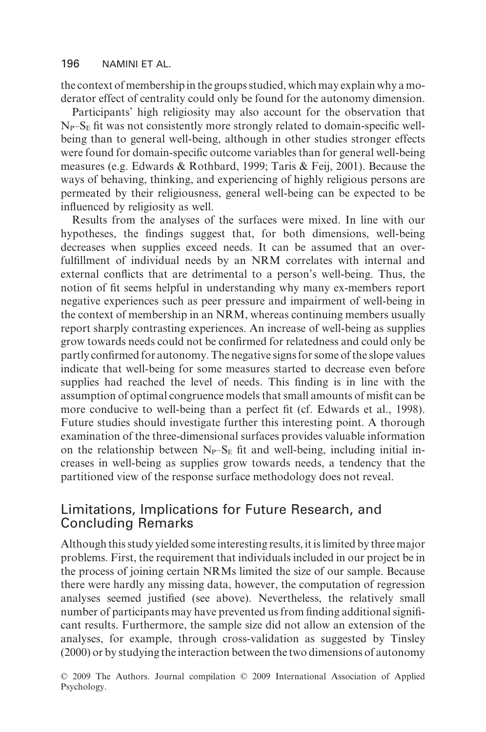the context of membership in the groups studied, which may explain why a moderator effect of centrality could only be found for the autonomy dimension.

Participants' high religiosity may also account for the observation that $N_P$–$S_E$ fit was not consistently more strongly related to domain-specific well-being than to general well-being, although in other studies stronger effects were found for domain-specific outcome variables than for general well-being measures (e.g. Edwards & Rothbard, 1999; Taris & Feij, 2001). Because the ways of behaving, thinking, and experiencing of highly religious persons are permeated by their religiousness, general well-being can be expected to be influenced by religiosity as well.

Results from the analyses of the surfaces were mixed. In line with our hypotheses, the findings suggest that, for both dimensions, well-being decreases when supplies exceed needs. It can be assumed that an over-fulfillment of individual needs by an NRM correlates with internal and external conflicts that are detrimental to a person's well-being. Thus, the notion of fit seems helpful in understanding why many ex-members report negative experiences such as peer pressure and impairment of well-being in the context of membership in an NRM, whereas continuing members usually report sharply contrasting experiences. An increase of well-being as supplies grow towards needs could not be confirmed for relatedness and could only be partly confirmed for autonomy. The negative signs for some of the slope values indicate that well-being for some measures started to decrease even before supplies had reached the level of needs. This finding is in line with the assumption of optimal congruence models that small amounts of misfit can be more conducive to well-being than a perfect fit (cf. Edwards et al., 1998). Future studies should investigate further this interesting point. A thorough examination of the three-dimensional surfaces provides valuable information on the relationship between $N_P$–$S_E$ fit and well-being, including initial increases in well-being as supplies grow towards needs, a tendency that the partitioned view of the response surface methodology does not reveal.

## Limitations, Implications for Future Research, and Concluding Remarks

Although this study yielded some interesting results, it is limited by three major problems. First, the requirement that individuals included in our project be in the process of joining certain NRMs limited the size of our sample. Because there were hardly any missing data, however, the computation of regression analyses seemed justified (see above). Nevertheless, the relatively small number of participants may have prevented us from finding additional significant results. Furthermore, the sample size did not allow an extension of the analyses, for example, through cross-validation as suggested by Tinsley (2000) or by studying the interaction between the two dimensions of autonomy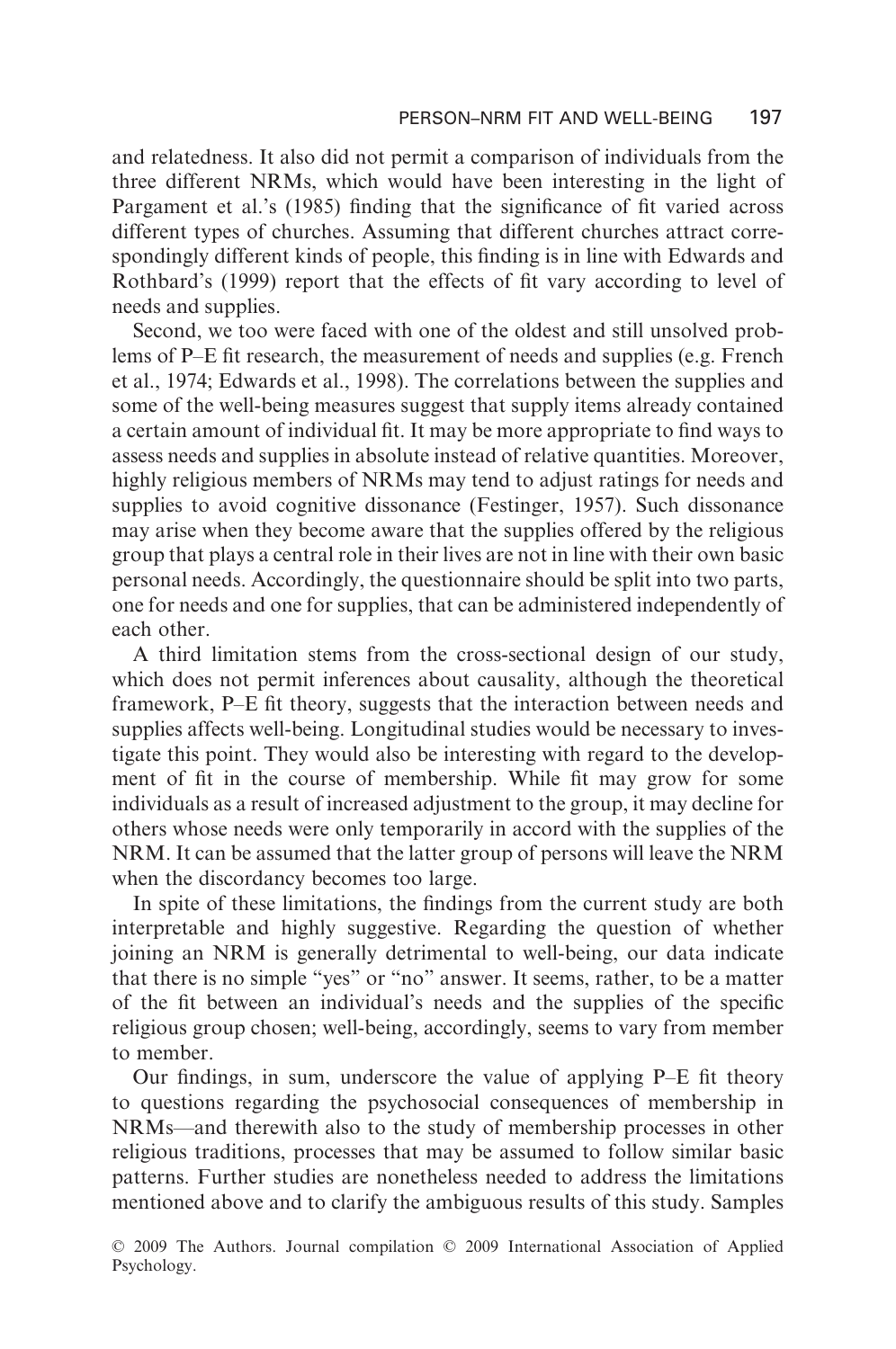and relatedness. It also did not permit a comparison of individuals from the three different NRMs, which would have been interesting in the light of Pargament et al.'s (1985) finding that the significance of fit varied across different types of churches. Assuming that different churches attract correspondingly different kinds of people, this finding is in line with Edwards and Rothbard's (1999) report that the effects of fit vary according to level of needs and supplies.

Second, we too were faced with one of the oldest and still unsolved problems of P–E fit research, the measurement of needs and supplies (e.g. French et al., 1974; Edwards et al., 1998). The correlations between the supplies and some of the well-being measures suggest that supply items already contained a certain amount of individual fit. It may be more appropriate to find ways to assess needs and supplies in absolute instead of relative quantities. Moreover, highly religious members of NRMs may tend to adjust ratings for needs and supplies to avoid cognitive dissonance (Festinger, 1957). Such dissonance may arise when they become aware that the supplies offered by the religious group that plays a central role in their lives are not in line with their own basic personal needs. Accordingly, the questionnaire should be split into two parts, one for needs and one for supplies, that can be administered independently of each other.

A third limitation stems from the cross-sectional design of our study, which does not permit inferences about causality, although the theoretical framework, P–E fit theory, suggests that the interaction between needs and supplies affects well-being. Longitudinal studies would be necessary to investigate this point. They would also be interesting with regard to the development of fit in the course of membership. While fit may grow for some individuals as a result of increased adjustment to the group, it may decline for others whose needs were only temporarily in accord with the supplies of the NRM. It can be assumed that the latter group of persons will leave the NRM when the discordancy becomes too large.

In spite of these limitations, the findings from the current study are both interpretable and highly suggestive. Regarding the question of whether joining an NRM is generally detrimental to well-being, our data indicate that there is no simple "yes" or "no" answer. It seems, rather, to be a matter of the fit between an individual's needs and the supplies of the specific religious group chosen; well-being, accordingly, seems to vary from member to member.

Our findings, in sum, underscore the value of applying P–E fit theory to questions regarding the psychosocial consequences of membership in NRMs—and therewith also to the study of membership processes in other religious traditions, processes that may be assumed to follow similar basic patterns. Further studies are nonetheless needed to address the limitations mentioned above and to clarify the ambiguous results of this study. Samples

© 2009 The Authors. Journal compilation © 2009 International Association of Applied Psychology.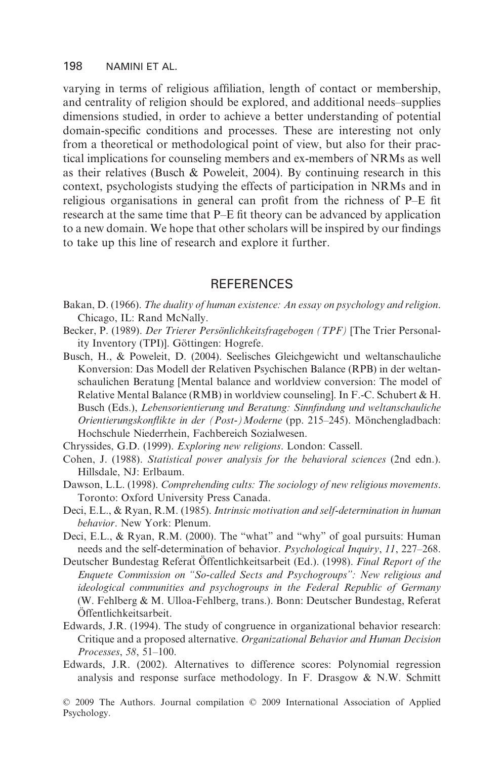varying in terms of religious affiliation, length of contact or membership, and centrality of religion should be explored, and additional needs–supplies dimensions studied, in order to achieve a better understanding of potential domain-specific conditions and processes. These are interesting not only from a theoretical or methodological point of view, but also for their practical implications for counseling members and ex-members of NRMs as well as their relatives (Busch & Poweleit, 2004). By continuing research in this context, psychologists studying the effects of participation in NRMs and in religious organisations in general can profit from the richness of P–E fit research at the same time that P–E fit theory can be advanced by application to a new domain. We hope that other scholars will be inspired by our findings to take up this line of research and explore it further.

## REFERENCES

Bakan, D. (1966). *The duality of human existence: An essay on psychology and religion*. Chicago, IL: Rand McNally.

Becker, P. (1989). *Der Trierer Persönlichkeitsfragebogen (TPF)* [The Trier Personality Inventory (TPI)]. Göttingen: Hogrefe.

Busch, H., & Poweleit, D. (2004). Seelisches Gleichgewicht und weltanschauliche Konversion: Das Modell der Relativen Psychischen Balance (RPB) in der weltanschaulichen Beratung [Mental balance and worldview conversion: The model of Relative Mental Balance (RMB) in worldview counseling]. In F.-C. Schubert & H. Busch (Eds.), *Lebensorientierung und Beratung: Sinnfindung und weltanschauliche Orientierungskonflikte in der (Post-)Moderne* (pp. 215–245). Mönchengladbach: Hochschule Niederrhein, Fachbereich Sozialwesen.

Chryssides, G.D. (1999). *Exploring new religions*. London: Cassell.

Cohen, J. (1988). *Statistical power analysis for the behavioral sciences* (2nd edn.). Hillsdale, NJ: Erlbaum.

Dawson, L.L. (1998). *Comprehending cults: The sociology of new religious movements*. Toronto: Oxford University Press Canada.

Deci, E.L., & Ryan, R.M. (1985). *Intrinsic motivation and self-determination in human behavior*. New York: Plenum.

Deci, E.L., & Ryan, R.M. (2000). The "what" and "why" of goal pursuits: Human needs and the self-determination of behavior. *Psychological Inquiry*, *11*, 227–268.

Deutscher Bundestag Referat Öffentlichkeitsarbeit (Ed.). (1998). *Final Report of the Enquete Commission on "So-called Sects and Psychogroups": New religious and ideological communities and psychogroups in the Federal Republic of Germany* (W. Fehlberg & M. Ulloa-Fehlberg, trans.). Bonn: Deutscher Bundestag, Referat Öffentlichkeitsarbeit.

Edwards, J.R. (1994). The study of congruence in organizational behavior research: Critique and a proposed alternative. *Organizational Behavior and Human Decision Processes*, *58*, 51–100.

Edwards, J.R. (2002). Alternatives to difference scores: Polynomial regression analysis and response surface methodology. In F. Drasgow & N.W. Schmitt

© 2009 The Authors. Journal compilation © 2009 International Association of Applied Psychology.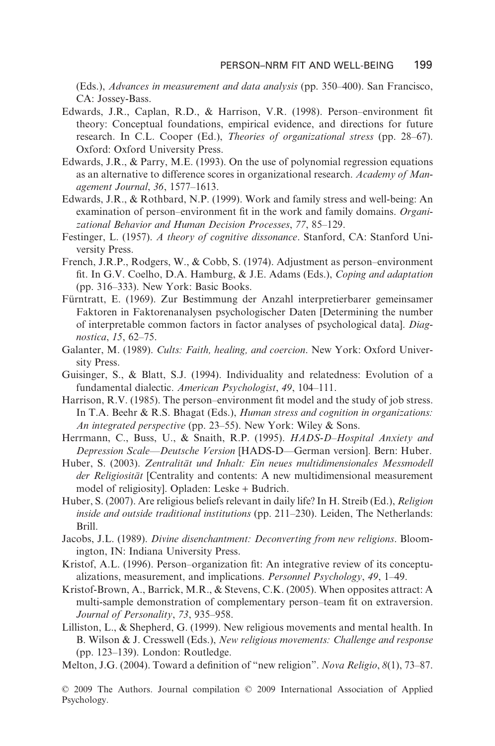(Eds.), *Advances in measurement and data analysis* (pp. 350–400). San Francisco, CA: Jossey-Bass.

Edwards, J.R., Caplan, R.D., & Harrison, V.R. (1998). Person–environment fit theory: Conceptual foundations, empirical evidence, and directions for future research. In C.L. Cooper (Ed.), *Theories of organizational stress* (pp. 28–67). Oxford: Oxford University Press.

Edwards, J.R., & Parry, M.E. (1993). On the use of polynomial regression equations as an alternative to difference scores in organizational research. *Academy of Management Journal*, *36*, 1577–1613.

Edwards, J.R., & Rothbard, N.P. (1999). Work and family stress and well-being: An examination of person–environment fit in the work and family domains. *Organizational Behavior and Human Decision Processes*, *77*, 85–129.

Festinger, L. (1957). *A theory of cognitive dissonance*. Stanford, CA: Stanford University Press.

French, J.R.P., Rodgers, W., & Cobb, S. (1974). Adjustment as person–environment fit. In G.V. Coelho, D.A. Hamburg, & J.E. Adams (Eds.), *Coping and adaptation* (pp. 316–333). New York: Basic Books.

Fürntratt, E. (1969). Zur Bestimmung der Anzahl interpretierbarer gemeinsamer Faktoren in Faktorenanalysen psychologischer Daten [Determining the number of interpretable common factors in factor analyses of psychological data]. *Diagnostica*, *15*, 62–75.

Galanter, M. (1989). *Cults: Faith, healing, and coercion*. New York: Oxford University Press.

Guisinger, S., & Blatt, S.J. (1994). Individuality and relatedness: Evolution of a fundamental dialectic. *American Psychologist*, *49*, 104–111.

Harrison, R.V. (1985). The person–environment fit model and the study of job stress. In T.A. Beehr & R.S. Bhagat (Eds.), *Human stress and cognition in organizations: An integrated perspective* (pp. 23–55). New York: Wiley & Sons.

Herrmann, C., Buss, U., & Snaith, R.P. (1995). *HADS-D–Hospital Anxiety and Depression Scale—Deutsche Version* [HADS-D—German version]. Bern: Huber.

Huber, S. (2003). *Zentralität und Inhalt: Ein neues multidimensionales Messmodell der Religiosität* [Centrality and contents: A new multidimensional measurement model of religiosity]. Opladen: Leske + Budrich.

Huber, S. (2007). Are religious beliefs relevant in daily life? In H. Streib (Ed.), *Religion inside and outside traditional institutions* (pp. 211–230). Leiden, The Netherlands: Brill.

Jacobs, J.L. (1989). *Divine disenchantment: Deconverting from new religions*. Bloomington, IN: Indiana University Press.

Kristof, A.L. (1996). Person–organization fit: An integrative review of its conceptualizations, measurement, and implications. *Personnel Psychology*, *49*, 1–49.

Kristof-Brown, A., Barrick, M.R., & Stevens, C.K. (2005). When opposites attract: A multi-sample demonstration of complementary person–team fit on extraversion. *Journal of Personality*, *73*, 935–958.

Lilliston, L., & Shepherd, G. (1999). New religious movements and mental health. In B. Wilson & J. Cresswell (Eds.), *New religious movements: Challenge and response* (pp. 123–139). London: Routledge.

Melton, J.G. (2004). Toward a definition of "new religion". *Nova Religio*, *8*(1), 73–87.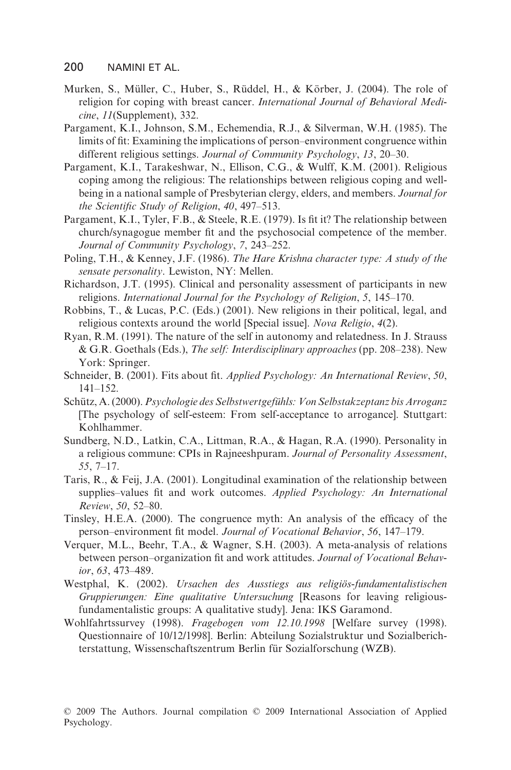Murken, S., Müller, C., Huber, S., Rüddel, H., & Körber, J. (2004). The role of religion for coping with breast cancer. *International Journal of Behavioral Medicine*, *11*(Supplement), 332.

Pargament, K.I., Johnson, S.M., Echemendia, R.J., & Silverman, W.H. (1985). The limits of fit: Examining the implications of person–environment congruence within different religious settings. *Journal of Community Psychology*, *13*, 20–30.

Pargament, K.I., Tarakeshwar, N., Ellison, C.G., & Wulff, K.M. (2001). Religious coping among the religious: The relationships between religious coping and well-being in a national sample of Presbyterian clergy, elders, and members. *Journal for the Scientific Study of Religion*, *40*, 497–513.

Pargament, K.I., Tyler, F.B., & Steele, R.E. (1979). Is fit it? The relationship between church/synagogue member fit and the psychosocial competence of the member. *Journal of Community Psychology*, *7*, 243–252.

Poling, T.H., & Kenney, J.F. (1986). *The Hare Krishna character type: A study of the sensate personality*. Lewiston, NY: Mellen.

Richardson, J.T. (1995). Clinical and personality assessment of participants in new religions. *International Journal for the Psychology of Religion*, *5*, 145–170.

Robbins, T., & Lucas, P.C. (Eds.) (2001). New religions in their political, legal, and religious contexts around the world [Special issue]. *Nova Religio*, *4*(2).

Ryan, R.M. (1991). The nature of the self in autonomy and relatedness. In J. Strauss & G.R. Goethals (Eds.), *The self: Interdisciplinary approaches* (pp. 208–238). New York: Springer.

Schneider, B. (2001). Fits about fit. *Applied Psychology: An International Review*, *50*, 141–152.

Schütz, A. (2000). *Psychologie des Selbstwertgefühls: Von Selbstakzeptanz bis Arroganz* [The psychology of self-esteem: From self-acceptance to arrogance]. Stuttgart: Kohlhammer.

Sundberg, N.D., Latkin, C.A., Littman, R.A., & Hagan, R.A. (1990). Personality in a religious commune: CPIs in Rajneeshpuram. *Journal of Personality Assessment*, *55*, 7–17.

Taris, R., & Feij, J.A. (2001). Longitudinal examination of the relationship between supplies–values fit and work outcomes. *Applied Psychology: An International Review*, *50*, 52–80.

Tinsley, H.E.A. (2000). The congruence myth: An analysis of the efficacy of the person–environment fit model. *Journal of Vocational Behavior*, *56*, 147–179.

Verquer, M.L., Beehr, T.A., & Wagner, S.H. (2003). A meta-analysis of relations between person–organization fit and work attitudes. *Journal of Vocational Behavior*, *63*, 473–489.

Westphal, K. (2002). *Ursachen des Ausstiegs aus religiös-fundamentalistischen Gruppierungen: Eine qualitative Untersuchung* [Reasons for leaving religious-fundamentalistic groups: A qualitative study]. Jena: IKS Garamond.

Wohlfahrtssurvey (1998). *Fragebogen vom 12.10.1998* [Welfare survey (1998). Questionnaire of 10/12/1998]. Berlin: Abteilung Sozialstruktur und Sozialberichterstattung, Wissenschaftszentrum Berlin für Sozialforschung (WZB).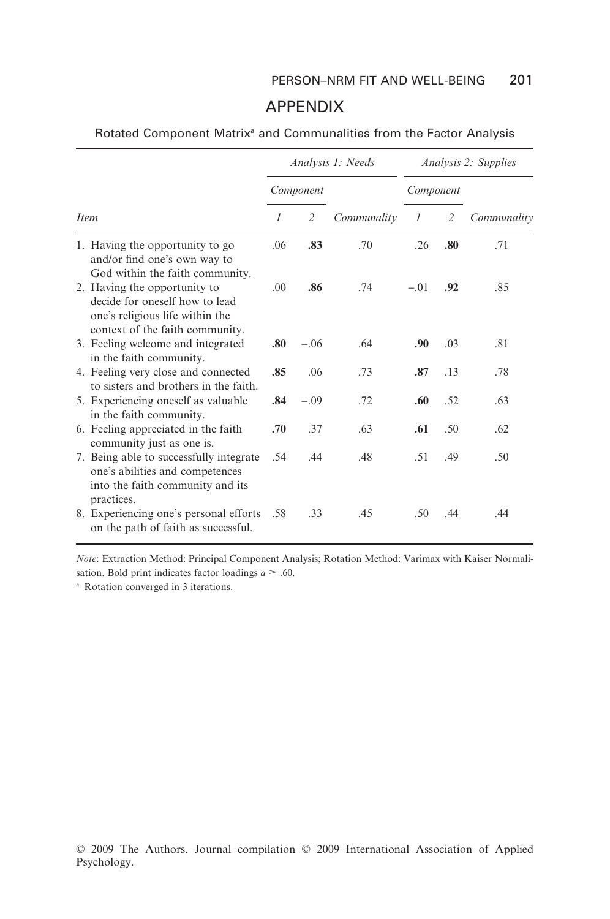## APPENDIX

Rotated Component Matrix[a] and Communalities from the Factor Analysis

| | *Analysis 1: Needs* | | | *Analysis 2: Supplies* | | |
|---|---|---|---|---|---|---|
| | *Component* | | | *Component* | | |
| *Item* | *1* | *2* | *Communality* | *1* | *2* | *Communality* |
| 1. Having the opportunity to go and/or find one's own way to God within the faith community. | .06 | **.83** | .70 | .26 | **.80** | .71 |
| 2. Having the opportunity to decide for oneself how to lead one's religious life within the context of the faith community. | .00 | **.86** | .74 | −.01 | **.92** | .85 |
| 3. Feeling welcome and integrated in the faith community. | **.80** | −.06 | .64 | **.90** | .03 | .81 |
| 4. Feeling very close and connected to sisters and brothers in the faith. | **.85** | .06 | .73 | **.87** | .13 | .78 |
| 5. Experiencing oneself as valuable in the faith community. | **.84** | −.09 | .72 | **.60** | .52 | .63 |
| 6. Feeling appreciated in the faith community just as one is. | **.70** | .37 | .63 | **.61** | .50 | .62 |
| 7. Being able to successfully integrate one's abilities and competences into the faith community and its practices. | .54 | .44 | .48 | .51 | .49 | .50 |
| 8. Experiencing one's personal efforts on the path of faith as successful. | .58 | .33 | .45 | .50 | .44 | .44 |

*Note*: Extraction Method: Principal Component Analysis; Rotation Method: Varimax with Kaiser Normalisation. Bold print indicates factor loadings $a \geq .60$.

[a] Rotation converged in 3 iterations.

© 2009 The Authors. Journal compilation © 2009 International Association of Applied Psychology.